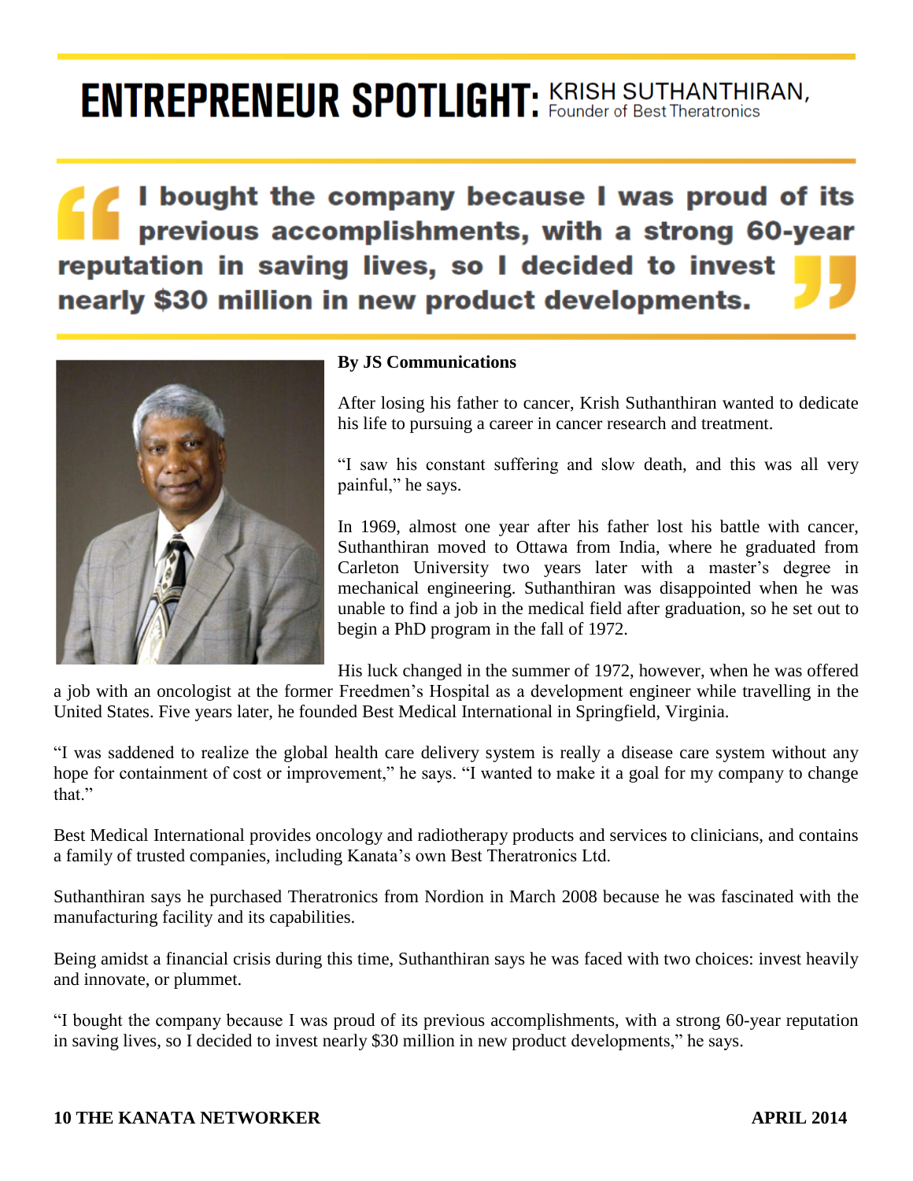# ENTREPRENEUR SPOTLIGHT: KRISH SUTHANTHIRAN, Founder of Best Theratronics

> **I bought the company because I was proud of its previous accomplishments, with a strong 60-year reputation in saving lives, so I decided to invest nearly $30 million in new product developments.**

**By JS Communications**

After losing his father to cancer, Krish Suthanthiran wanted to dedicate his life to pursuing a career in cancer research and treatment.

"I saw his constant suffering and slow death, and this was all very painful," he says.

In 1969, almost one year after his father lost his battle with cancer, Suthanthiran moved to Ottawa from India, where he graduated from Carleton University two years later with a master's degree in mechanical engineering. Suthanthiran was disappointed when he was unable to find a job in the medical field after graduation, so he set out to begin a PhD program in the fall of 1972.

His luck changed in the summer of 1972, however, when he was offered a job with an oncologist at the former Freedmen's Hospital as a development engineer while travelling in the United States. Five years later, he founded Best Medical International in Springfield, Virginia.

"I was saddened to realize the global health care delivery system is really a disease care system without any hope for containment of cost or improvement," he says. "I wanted to make it a goal for my company to change that."

Best Medical International provides oncology and radiotherapy products and services to clinicians, and contains a family of trusted companies, including Kanata's own Best Theratronics Ltd.

Suthanthiran says he purchased Theratronics from Nordion in March 2008 because he was fascinated with the manufacturing facility and its capabilities.

Being amidst a financial crisis during this time, Suthanthiran says he was faced with two choices: invest heavily and innovate, or plummet.

"I bought the company because I was proud of its previous accomplishments, with a strong 60-year reputation in saving lives, so I decided to invest nearly $30 million in new product developments," he says.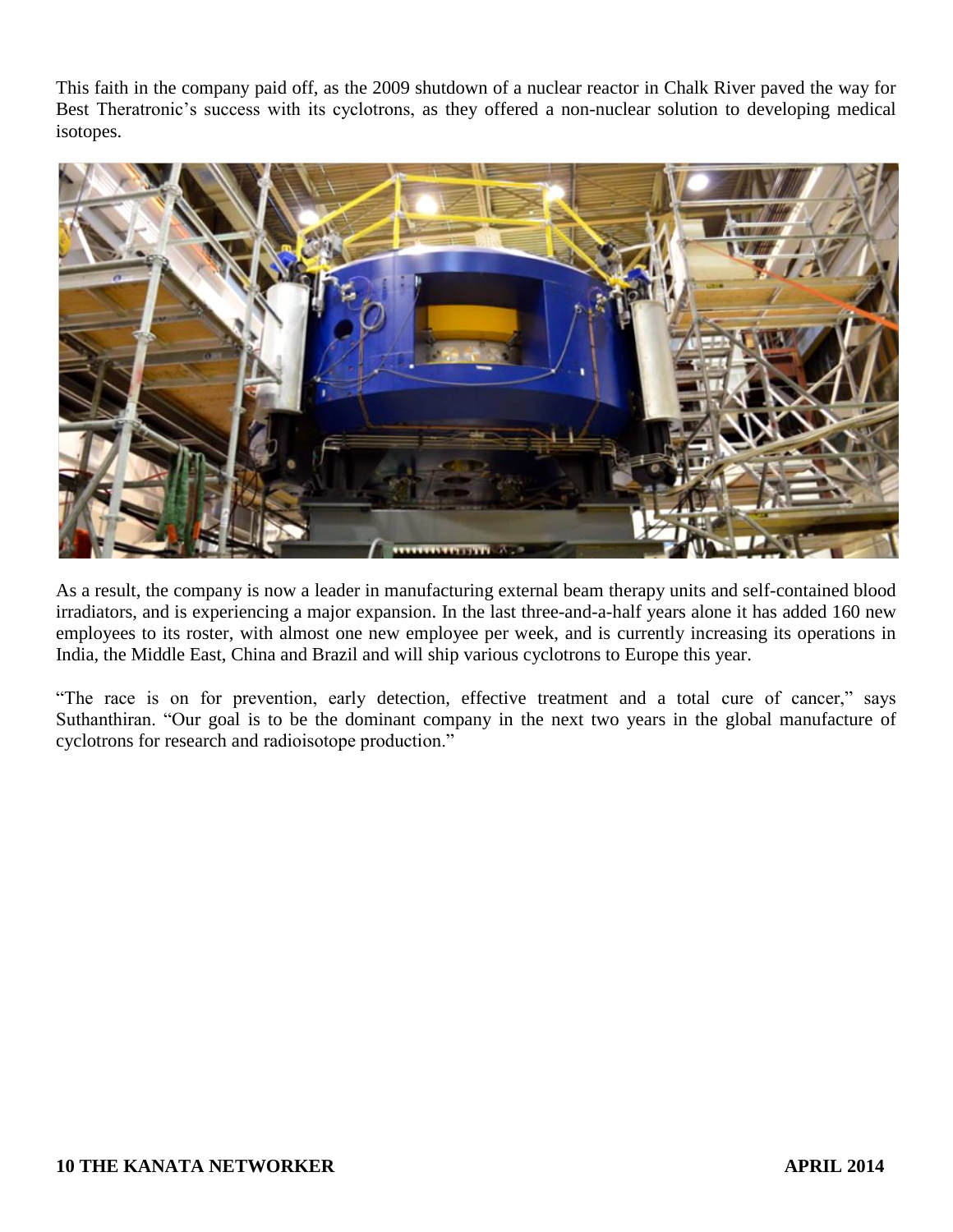This faith in the company paid off, as the 2009 shutdown of a nuclear reactor in Chalk River paved the way for Best Theratronic's success with its cyclotrons, as they offered a non-nuclear solution to developing medical isotopes.

As a result, the company is now a leader in manufacturing external beam therapy units and self-contained blood irradiators, and is experiencing a major expansion. In the last three-and-a-half years alone it has added 160 new employees to its roster, with almost one new employee per week, and is currently increasing its operations in India, the Middle East, China and Brazil and will ship various cyclotrons to Europe this year.

"The race is on for prevention, early detection, effective treatment and a total cure of cancer," says Suthanthiran. "Our goal is to be the dominant company in the next two years in the global manufacture of cyclotrons for research and radioisotope production."